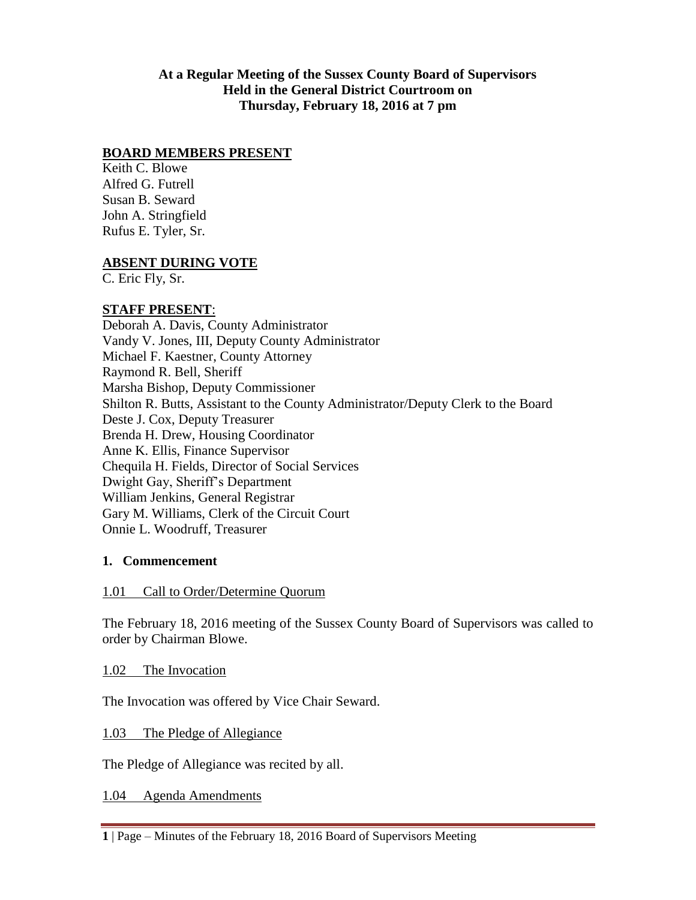**At a Regular Meeting of the Sussex County Board of Supervisors**
**Held in the General District Courtroom on**
**Thursday, February 18, 2016 at 7 pm**

**BOARD MEMBERS PRESENT**

Keith C. Blowe
Alfred G. Futrell
Susan B. Seward
John A. Stringfield
Rufus E. Tyler, Sr.

**ABSENT DURING VOTE**

C. Eric Fly, Sr.

**STAFF PRESENT**:

Deborah A. Davis, County Administrator
Vandy V. Jones, III, Deputy County Administrator
Michael F. Kaestner, County Attorney
Raymond R. Bell, Sheriff
Marsha Bishop, Deputy Commissioner
Shilton R. Butts, Assistant to the County Administrator/Deputy Clerk to the Board
Deste J. Cox, Deputy Treasurer
Brenda H. Drew, Housing Coordinator
Anne K. Ellis, Finance Supervisor
Chequila H. Fields, Director of Social Services
Dwight Gay, Sheriff's Department
William Jenkins, General Registrar
Gary M. Williams, Clerk of the Circuit Court
Onnie L. Woodruff, Treasurer

## 1. Commencement

1.01 Call to Order/Determine Quorum

The February 18, 2016 meeting of the Sussex County Board of Supervisors was called to order by Chairman Blowe.

1.02 The Invocation

The Invocation was offered by Vice Chair Seward.

1.03 The Pledge of Allegiance

The Pledge of Allegiance was recited by all.

1.04 Agenda Amendments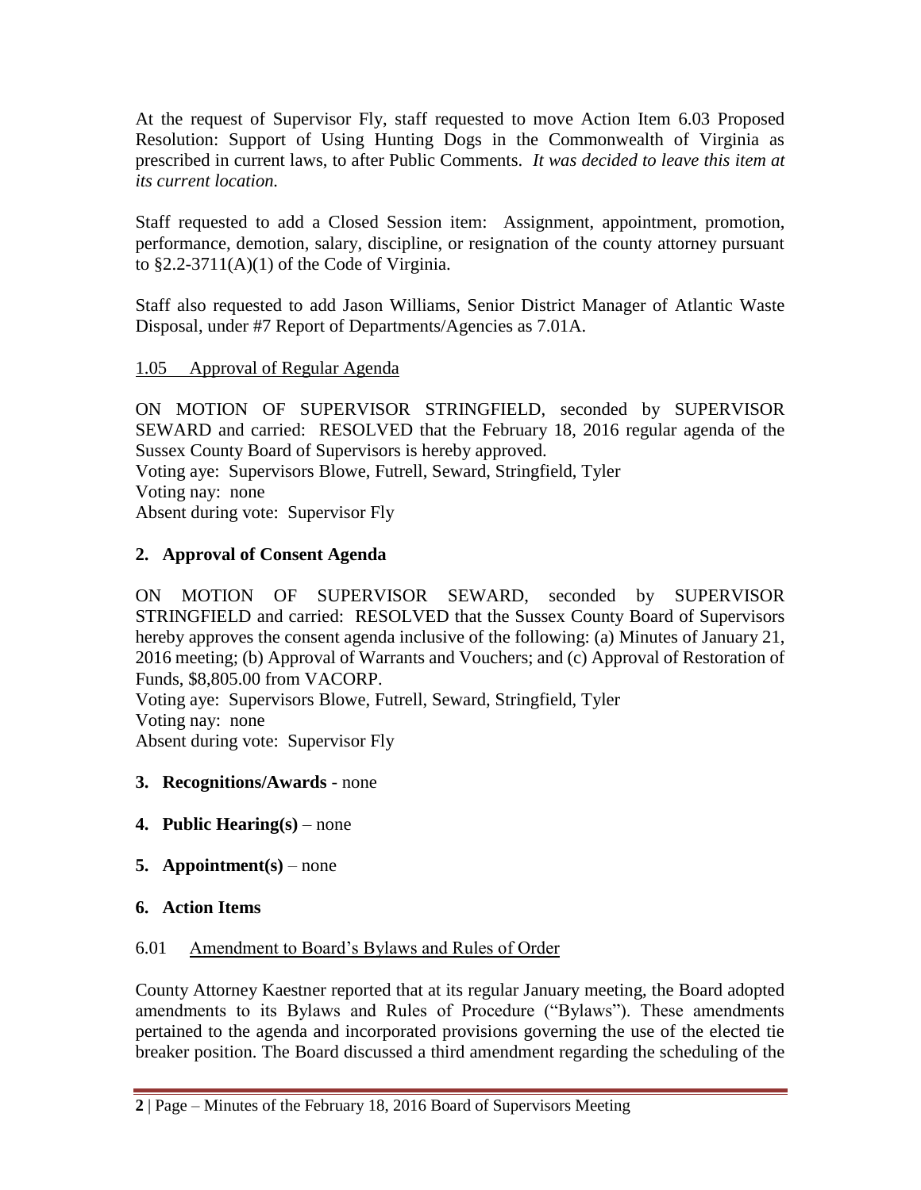At the request of Supervisor Fly, staff requested to move Action Item 6.03 Proposed Resolution: Support of Using Hunting Dogs in the Commonwealth of Virginia as prescribed in current laws, to after Public Comments. *It was decided to leave this item at its current location.*

Staff requested to add a Closed Session item: Assignment, appointment, promotion, performance, demotion, salary, discipline, or resignation of the county attorney pursuant to §2.2-3711(A)(1) of the Code of Virginia.

Staff also requested to add Jason Williams, Senior District Manager of Atlantic Waste Disposal, under #7 Report of Departments/Agencies as 7.01A.

1.05 Approval of Regular Agenda

ON MOTION OF SUPERVISOR STRINGFIELD, seconded by SUPERVISOR SEWARD and carried: RESOLVED that the February 18, 2016 regular agenda of the Sussex County Board of Supervisors is hereby approved.
Voting aye: Supervisors Blowe, Futrell, Seward, Stringfield, Tyler
Voting nay: none
Absent during vote: Supervisor Fly

## 2. Approval of Consent Agenda

ON MOTION OF SUPERVISOR SEWARD, seconded by SUPERVISOR STRINGFIELD and carried: RESOLVED that the Sussex County Board of Supervisors hereby approves the consent agenda inclusive of the following: (a) Minutes of January 21, 2016 meeting; (b) Approval of Warrants and Vouchers; and (c) Approval of Restoration of Funds, $8,805.00 from VACORP.
Voting aye: Supervisors Blowe, Futrell, Seward, Stringfield, Tyler
Voting nay: none
Absent during vote: Supervisor Fly

## 3. Recognitions/Awards - none

## 4. Public Hearing(s) – none

## 5. Appointment(s) – none

## 6. Action Items

6.01 Amendment to Board's Bylaws and Rules of Order

County Attorney Kaestner reported that at its regular January meeting, the Board adopted amendments to its Bylaws and Rules of Procedure ("Bylaws"). These amendments pertained to the agenda and incorporated provisions governing the use of the elected tie breaker position. The Board discussed a third amendment regarding the scheduling of the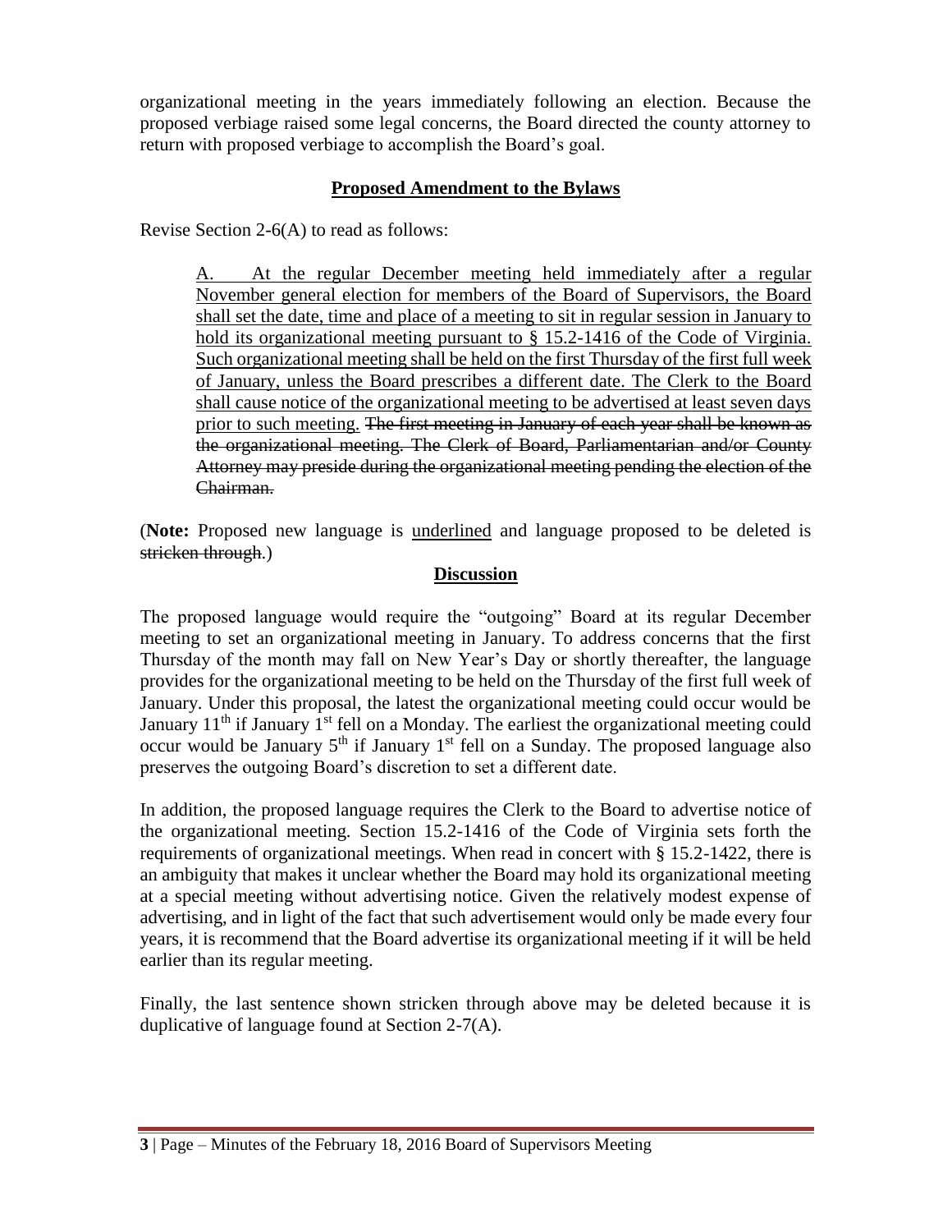organizational meeting in the years immediately following an election. Because the proposed verbiage raised some legal concerns, the Board directed the county attorney to return with proposed verbiage to accomplish the Board's goal.

## Proposed Amendment to the Bylaws

Revise Section 2-6(A) to read as follows:

> <u>A. At the regular December meeting held immediately after a regular November general election for members of the Board of Supervisors, the Board shall set the date, time and place of a meeting to sit in regular session in January to hold its organizational meeting pursuant to § 15.2-1416 of the Code of Virginia. Such organizational meeting shall be held on the first Thursday of the first full week of January, unless the Board prescribes a different date. The Clerk to the Board shall cause notice of the organizational meeting to be advertised at least seven days prior to such meeting.</u> ~~The first meeting in January of each year shall be known as the organizational meeting. The Clerk of Board, Parliamentarian and/or County Attorney may preside during the organizational meeting pending the election of the Chairman.~~

(**Note:** Proposed new language is <u>underlined</u> and language proposed to be deleted is ~~stricken through~~.)

## Discussion

The proposed language would require the "outgoing" Board at its regular December meeting to set an organizational meeting in January. To address concerns that the first Thursday of the month may fall on New Year's Day or shortly thereafter, the language provides for the organizational meeting to be held on the Thursday of the first full week of January. Under this proposal, the latest the organizational meeting could occur would be January 11th if January 1st fell on a Monday. The earliest the organizational meeting could occur would be January 5th if January 1st fell on a Sunday. The proposed language also preserves the outgoing Board's discretion to set a different date.

In addition, the proposed language requires the Clerk to the Board to advertise notice of the organizational meeting. Section 15.2-1416 of the Code of Virginia sets forth the requirements of organizational meetings. When read in concert with § 15.2-1422, there is an ambiguity that makes it unclear whether the Board may hold its organizational meeting at a special meeting without advertising notice. Given the relatively modest expense of advertising, and in light of the fact that such advertisement would only be made every four years, it is recommend that the Board advertise its organizational meeting if it will be held earlier than its regular meeting.

Finally, the last sentence shown stricken through above may be deleted because it is duplicative of language found at Section 2-7(A).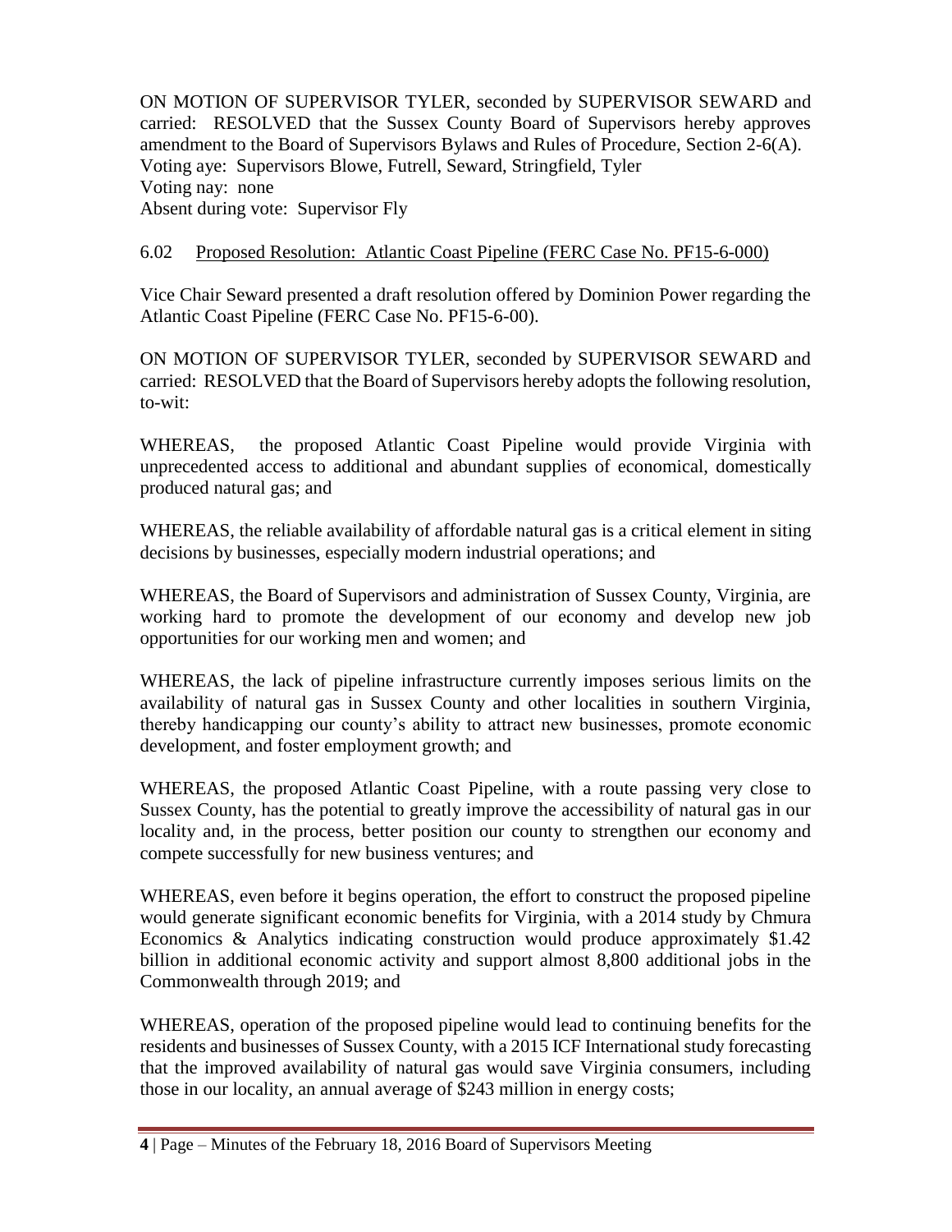ON MOTION OF SUPERVISOR TYLER, seconded by SUPERVISOR SEWARD and carried: RESOLVED that the Sussex County Board of Supervisors hereby approves amendment to the Board of Supervisors Bylaws and Rules of Procedure, Section 2-6(A).
Voting aye: Supervisors Blowe, Futrell, Seward, Stringfield, Tyler
Voting nay: none
Absent during vote: Supervisor Fly

6.02 Proposed Resolution: Atlantic Coast Pipeline (FERC Case No. PF15-6-000)

Vice Chair Seward presented a draft resolution offered by Dominion Power regarding the Atlantic Coast Pipeline (FERC Case No. PF15-6-00).

ON MOTION OF SUPERVISOR TYLER, seconded by SUPERVISOR SEWARD and carried: RESOLVED that the Board of Supervisors hereby adopts the following resolution, to-wit:

WHEREAS, the proposed Atlantic Coast Pipeline would provide Virginia with unprecedented access to additional and abundant supplies of economical, domestically produced natural gas; and

WHEREAS, the reliable availability of affordable natural gas is a critical element in siting decisions by businesses, especially modern industrial operations; and

WHEREAS, the Board of Supervisors and administration of Sussex County, Virginia, are working hard to promote the development of our economy and develop new job opportunities for our working men and women; and

WHEREAS, the lack of pipeline infrastructure currently imposes serious limits on the availability of natural gas in Sussex County and other localities in southern Virginia, thereby handicapping our county's ability to attract new businesses, promote economic development, and foster employment growth; and

WHEREAS, the proposed Atlantic Coast Pipeline, with a route passing very close to Sussex County, has the potential to greatly improve the accessibility of natural gas in our locality and, in the process, better position our county to strengthen our economy and compete successfully for new business ventures; and

WHEREAS, even before it begins operation, the effort to construct the proposed pipeline would generate significant economic benefits for Virginia, with a 2014 study by Chmura Economics & Analytics indicating construction would produce approximately $1.42 billion in additional economic activity and support almost 8,800 additional jobs in the Commonwealth through 2019; and

WHEREAS, operation of the proposed pipeline would lead to continuing benefits for the residents and businesses of Sussex County, with a 2015 ICF International study forecasting that the improved availability of natural gas would save Virginia consumers, including those in our locality, an annual average of $243 million in energy costs;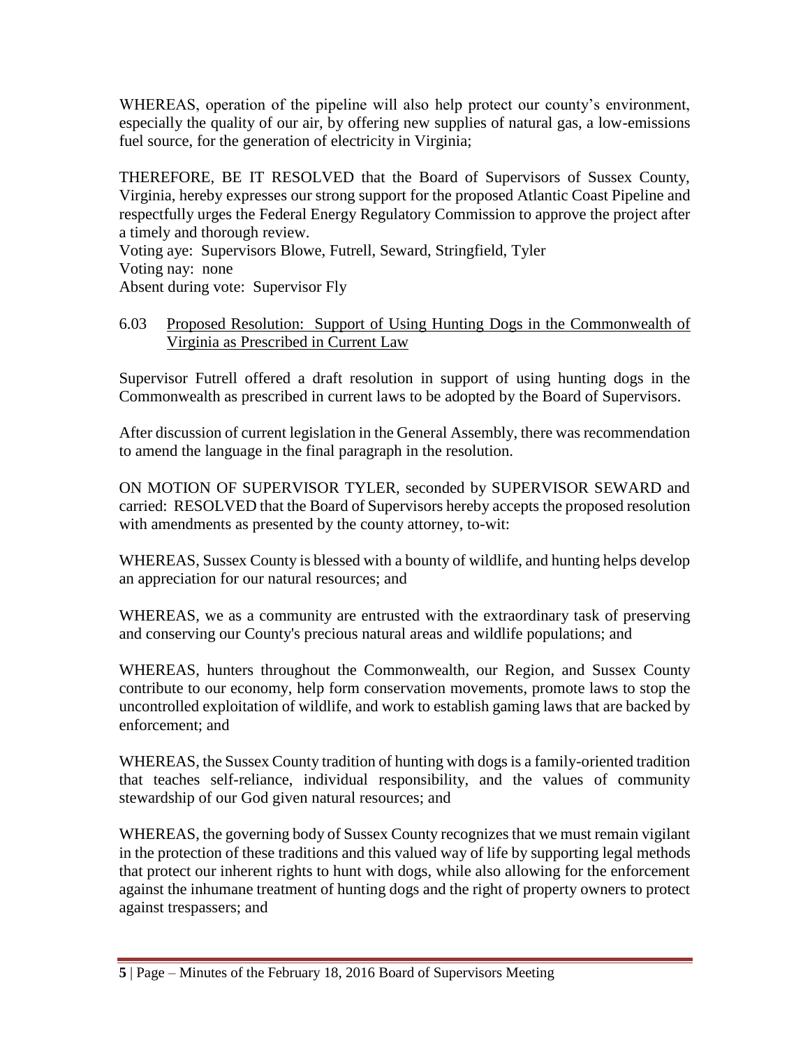WHEREAS, operation of the pipeline will also help protect our county's environment, especially the quality of our air, by offering new supplies of natural gas, a low-emissions fuel source, for the generation of electricity in Virginia;

THEREFORE, BE IT RESOLVED that the Board of Supervisors of Sussex County, Virginia, hereby expresses our strong support for the proposed Atlantic Coast Pipeline and respectfully urges the Federal Energy Regulatory Commission to approve the project after a timely and thorough review.

Voting aye: Supervisors Blowe, Futrell, Seward, Stringfield, Tyler
Voting nay: none
Absent during vote: Supervisor Fly

6.03 Proposed Resolution: Support of Using Hunting Dogs in the Commonwealth of Virginia as Prescribed in Current Law

Supervisor Futrell offered a draft resolution in support of using hunting dogs in the Commonwealth as prescribed in current laws to be adopted by the Board of Supervisors.

After discussion of current legislation in the General Assembly, there was recommendation to amend the language in the final paragraph in the resolution.

ON MOTION OF SUPERVISOR TYLER, seconded by SUPERVISOR SEWARD and carried: RESOLVED that the Board of Supervisors hereby accepts the proposed resolution with amendments as presented by the county attorney, to-wit:

WHEREAS, Sussex County is blessed with a bounty of wildlife, and hunting helps develop an appreciation for our natural resources; and

WHEREAS, we as a community are entrusted with the extraordinary task of preserving and conserving our County's precious natural areas and wildlife populations; and

WHEREAS, hunters throughout the Commonwealth, our Region, and Sussex County contribute to our economy, help form conservation movements, promote laws to stop the uncontrolled exploitation of wildlife, and work to establish gaming laws that are backed by enforcement; and

WHEREAS, the Sussex County tradition of hunting with dogs is a family-oriented tradition that teaches self-reliance, individual responsibility, and the values of community stewardship of our God given natural resources; and

WHEREAS, the governing body of Sussex County recognizes that we must remain vigilant in the protection of these traditions and this valued way of life by supporting legal methods that protect our inherent rights to hunt with dogs, while also allowing for the enforcement against the inhumane treatment of hunting dogs and the right of property owners to protect against trespassers; and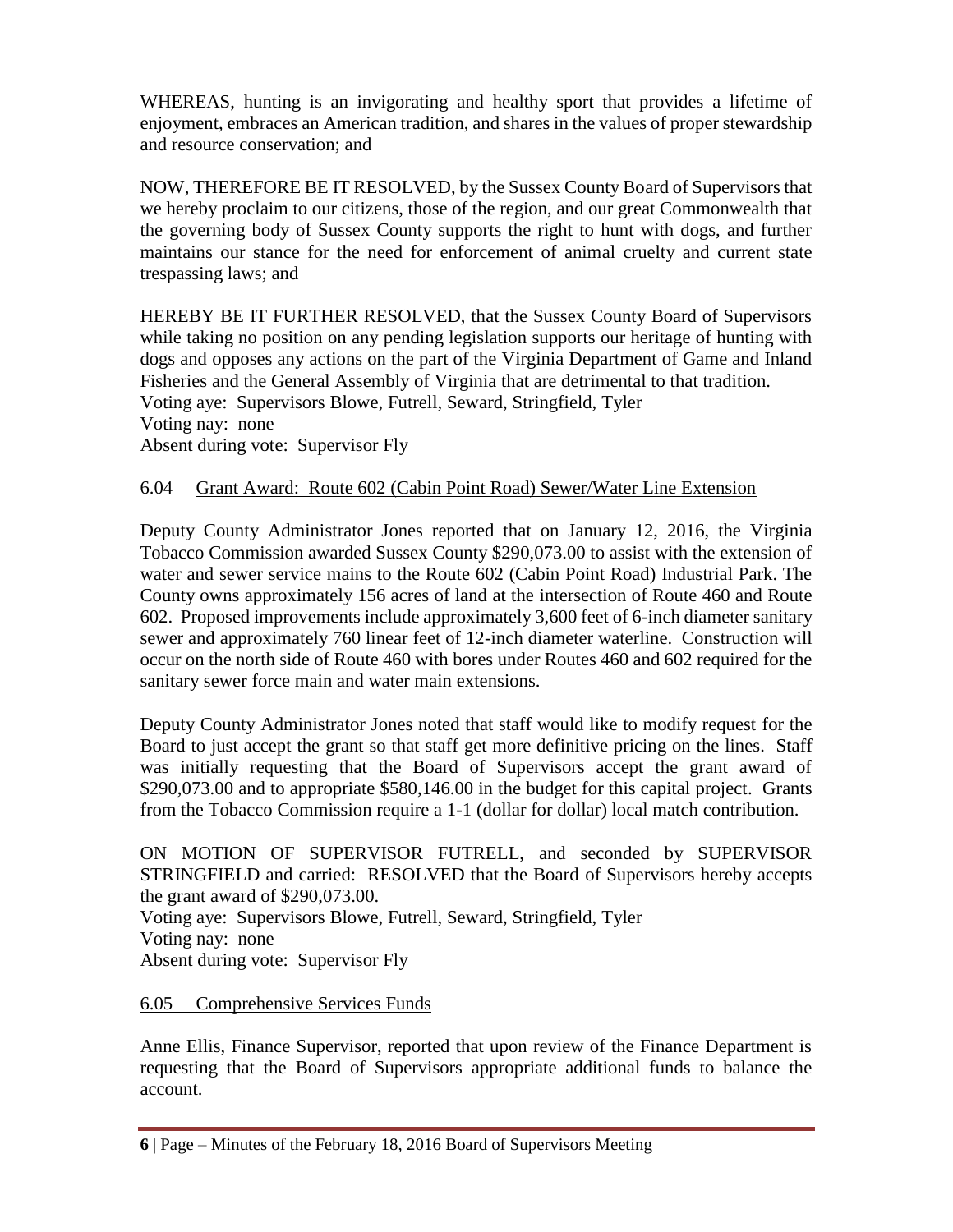WHEREAS, hunting is an invigorating and healthy sport that provides a lifetime of enjoyment, embraces an American tradition, and shares in the values of proper stewardship and resource conservation; and

NOW, THEREFORE BE IT RESOLVED, by the Sussex County Board of Supervisors that we hereby proclaim to our citizens, those of the region, and our great Commonwealth that the governing body of Sussex County supports the right to hunt with dogs, and further maintains our stance for the need for enforcement of animal cruelty and current state trespassing laws; and

HEREBY BE IT FURTHER RESOLVED, that the Sussex County Board of Supervisors while taking no position on any pending legislation supports our heritage of hunting with dogs and opposes any actions on the part of the Virginia Department of Game and Inland Fisheries and the General Assembly of Virginia that are detrimental to that tradition.
Voting aye: Supervisors Blowe, Futrell, Seward, Stringfield, Tyler
Voting nay: none
Absent during vote: Supervisor Fly

6.04 Grant Award: Route 602 (Cabin Point Road) Sewer/Water Line Extension

Deputy County Administrator Jones reported that on January 12, 2016, the Virginia Tobacco Commission awarded Sussex County $290,073.00 to assist with the extension of water and sewer service mains to the Route 602 (Cabin Point Road) Industrial Park. The County owns approximately 156 acres of land at the intersection of Route 460 and Route 602. Proposed improvements include approximately 3,600 feet of 6-inch diameter sanitary sewer and approximately 760 linear feet of 12-inch diameter waterline. Construction will occur on the north side of Route 460 with bores under Routes 460 and 602 required for the sanitary sewer force main and water main extensions.

Deputy County Administrator Jones noted that staff would like to modify request for the Board to just accept the grant so that staff get more definitive pricing on the lines. Staff was initially requesting that the Board of Supervisors accept the grant award of $290,073.00 and to appropriate $580,146.00 in the budget for this capital project. Grants from the Tobacco Commission require a 1-1 (dollar for dollar) local match contribution.

ON MOTION OF SUPERVISOR FUTRELL, and seconded by SUPERVISOR STRINGFIELD and carried: RESOLVED that the Board of Supervisors hereby accepts the grant award of $290,073.00.
Voting aye: Supervisors Blowe, Futrell, Seward, Stringfield, Tyler
Voting nay: none
Absent during vote: Supervisor Fly

6.05 Comprehensive Services Funds

Anne Ellis, Finance Supervisor, reported that upon review of the Finance Department is requesting that the Board of Supervisors appropriate additional funds to balance the account.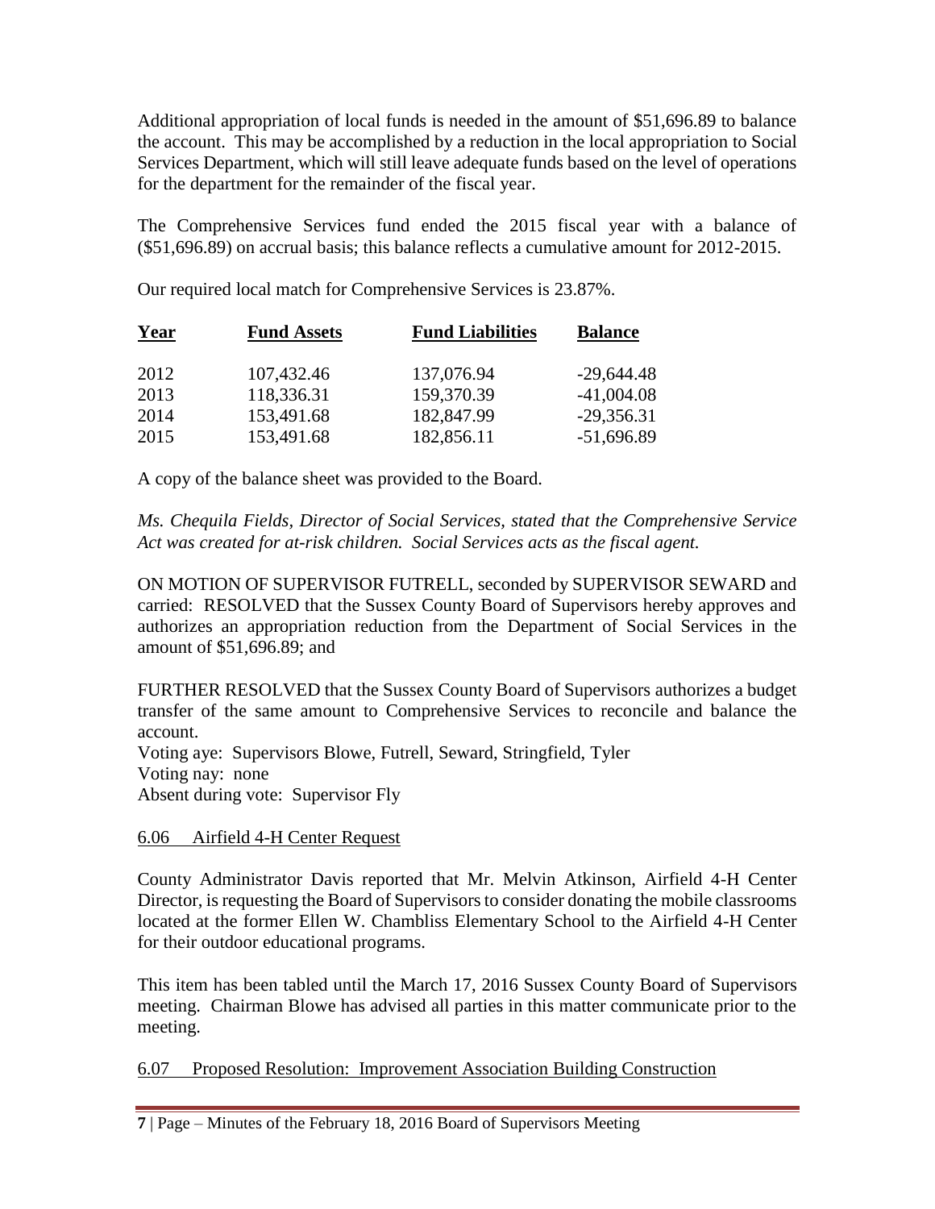Additional appropriation of local funds is needed in the amount of $51,696.89 to balance the account. This may be accomplished by a reduction in the local appropriation to Social Services Department, which will still leave adequate funds based on the level of operations for the department for the remainder of the fiscal year.

The Comprehensive Services fund ended the 2015 fiscal year with a balance of ($51,696.89) on accrual basis; this balance reflects a cumulative amount for 2012-2015.

Our required local match for Comprehensive Services is 23.87%.

| Year | Fund Assets | Fund Liabilities | Balance |
|---|---|---|---|
| 2012 | 107,432.46 | 137,076.94 | -29,644.48 |
| 2013 | 118,336.31 | 159,370.39 | -41,004.08 |
| 2014 | 153,491.68 | 182,847.99 | -29,356.31 |
| 2015 | 153,491.68 | 182,856.11 | -51,696.89 |

A copy of the balance sheet was provided to the Board.

*Ms. Chequila Fields, Director of Social Services, stated that the Comprehensive Service Act was created for at-risk children. Social Services acts as the fiscal agent.*

ON MOTION OF SUPERVISOR FUTRELL, seconded by SUPERVISOR SEWARD and carried: RESOLVED that the Sussex County Board of Supervisors hereby approves and authorizes an appropriation reduction from the Department of Social Services in the amount of $51,696.89; and

FURTHER RESOLVED that the Sussex County Board of Supervisors authorizes a budget transfer of the same amount to Comprehensive Services to reconcile and balance the account.
Voting aye: Supervisors Blowe, Futrell, Seward, Stringfield, Tyler
Voting nay: none
Absent during vote: Supervisor Fly

6.06 Airfield 4-H Center Request

County Administrator Davis reported that Mr. Melvin Atkinson, Airfield 4-H Center Director, is requesting the Board of Supervisors to consider donating the mobile classrooms located at the former Ellen W. Chambliss Elementary School to the Airfield 4-H Center for their outdoor educational programs.

This item has been tabled until the March 17, 2016 Sussex County Board of Supervisors meeting. Chairman Blowe has advised all parties in this matter communicate prior to the meeting.

6.07 Proposed Resolution: Improvement Association Building Construction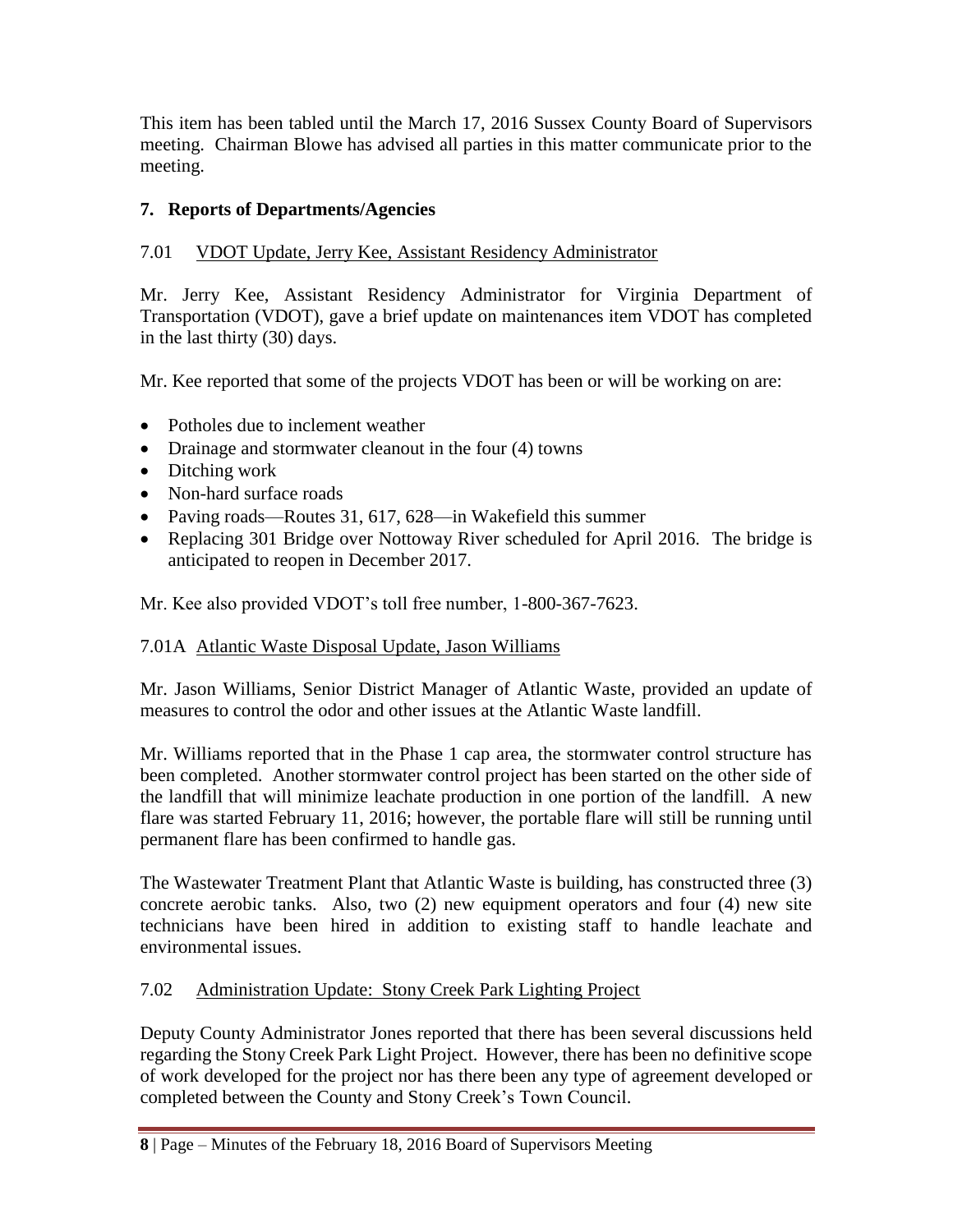This item has been tabled until the March 17, 2016 Sussex County Board of Supervisors meeting. Chairman Blowe has advised all parties in this matter communicate prior to the meeting.

## 7. Reports of Departments/Agencies

### 7.01 VDOT Update, Jerry Kee, Assistant Residency Administrator

Mr. Jerry Kee, Assistant Residency Administrator for Virginia Department of Transportation (VDOT), gave a brief update on maintenances item VDOT has completed in the last thirty (30) days.

Mr. Kee reported that some of the projects VDOT has been or will be working on are:

- Potholes due to inclement weather
- Drainage and stormwater cleanout in the four (4) towns
- Ditching work
- Non-hard surface roads
- Paving roads—Routes 31, 617, 628—in Wakefield this summer
- Replacing 301 Bridge over Nottoway River scheduled for April 2016. The bridge is anticipated to reopen in December 2017.

Mr. Kee also provided VDOT's toll free number, 1-800-367-7623.

### 7.01A Atlantic Waste Disposal Update, Jason Williams

Mr. Jason Williams, Senior District Manager of Atlantic Waste, provided an update of measures to control the odor and other issues at the Atlantic Waste landfill.

Mr. Williams reported that in the Phase 1 cap area, the stormwater control structure has been completed. Another stormwater control project has been started on the other side of the landfill that will minimize leachate production in one portion of the landfill. A new flare was started February 11, 2016; however, the portable flare will still be running until permanent flare has been confirmed to handle gas.

The Wastewater Treatment Plant that Atlantic Waste is building, has constructed three (3) concrete aerobic tanks. Also, two (2) new equipment operators and four (4) new site technicians have been hired in addition to existing staff to handle leachate and environmental issues.

### 7.02 Administration Update: Stony Creek Park Lighting Project

Deputy County Administrator Jones reported that there has been several discussions held regarding the Stony Creek Park Light Project. However, there has been no definitive scope of work developed for the project nor has there been any type of agreement developed or completed between the County and Stony Creek's Town Council.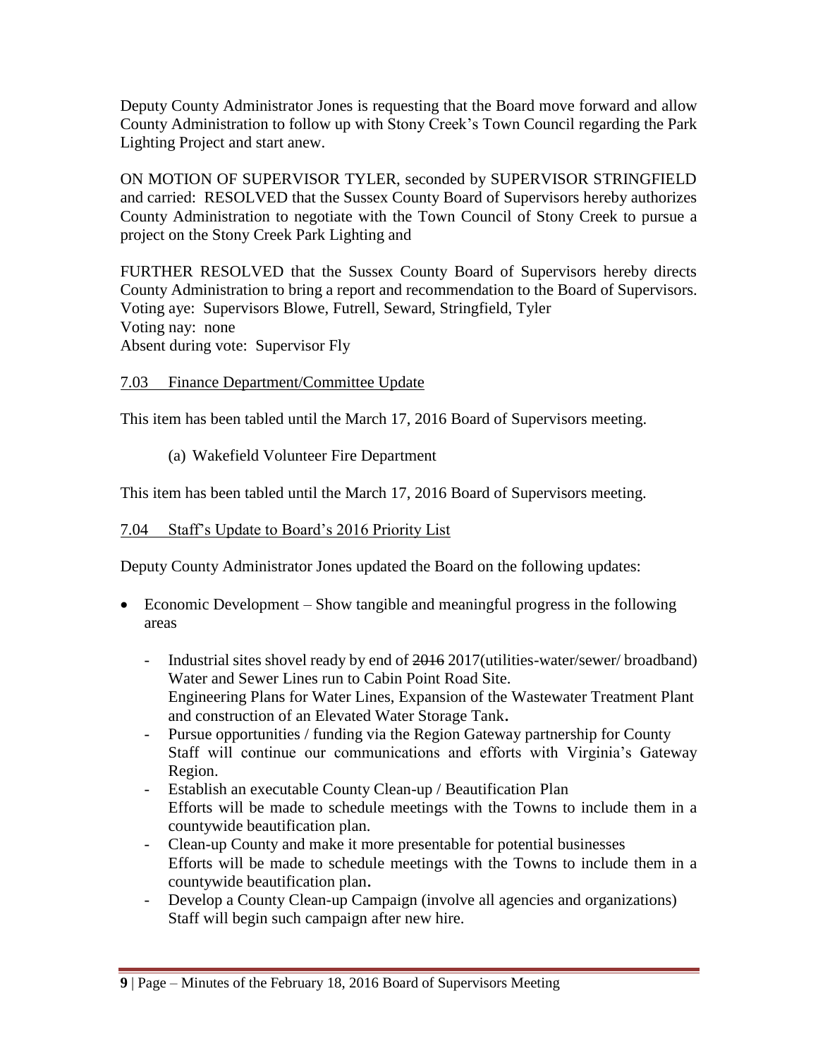Deputy County Administrator Jones is requesting that the Board move forward and allow County Administration to follow up with Stony Creek's Town Council regarding the Park Lighting Project and start anew.

ON MOTION OF SUPERVISOR TYLER, seconded by SUPERVISOR STRINGFIELD and carried: RESOLVED that the Sussex County Board of Supervisors hereby authorizes County Administration to negotiate with the Town Council of Stony Creek to pursue a project on the Stony Creek Park Lighting and

FURTHER RESOLVED that the Sussex County Board of Supervisors hereby directs County Administration to bring a report and recommendation to the Board of Supervisors.
Voting aye: Supervisors Blowe, Futrell, Seward, Stringfield, Tyler
Voting nay: none
Absent during vote: Supervisor Fly

7.03 Finance Department/Committee Update

This item has been tabled until the March 17, 2016 Board of Supervisors meeting.

(a) Wakefield Volunteer Fire Department

This item has been tabled until the March 17, 2016 Board of Supervisors meeting.

7.04 Staff's Update to Board's 2016 Priority List

Deputy County Administrator Jones updated the Board on the following updates:

- Economic Development – Show tangible and meaningful progress in the following areas
  - Industrial sites shovel ready by end of ~~2016~~ 2017(utilities-water/sewer/ broadband) Water and Sewer Lines run to Cabin Point Road Site.
    Engineering Plans for Water Lines, Expansion of the Wastewater Treatment Plant and construction of an Elevated Water Storage Tank.
  - Pursue opportunities / funding via the Region Gateway partnership for County Staff will continue our communications and efforts with Virginia's Gateway Region.
  - Establish an executable County Clean-up / Beautification Plan
    Efforts will be made to schedule meetings with the Towns to include them in a countywide beautification plan.
  - Clean-up County and make it more presentable for potential businesses
    Efforts will be made to schedule meetings with the Towns to include them in a countywide beautification plan.
  - Develop a County Clean-up Campaign (involve all agencies and organizations)
    Staff will begin such campaign after new hire.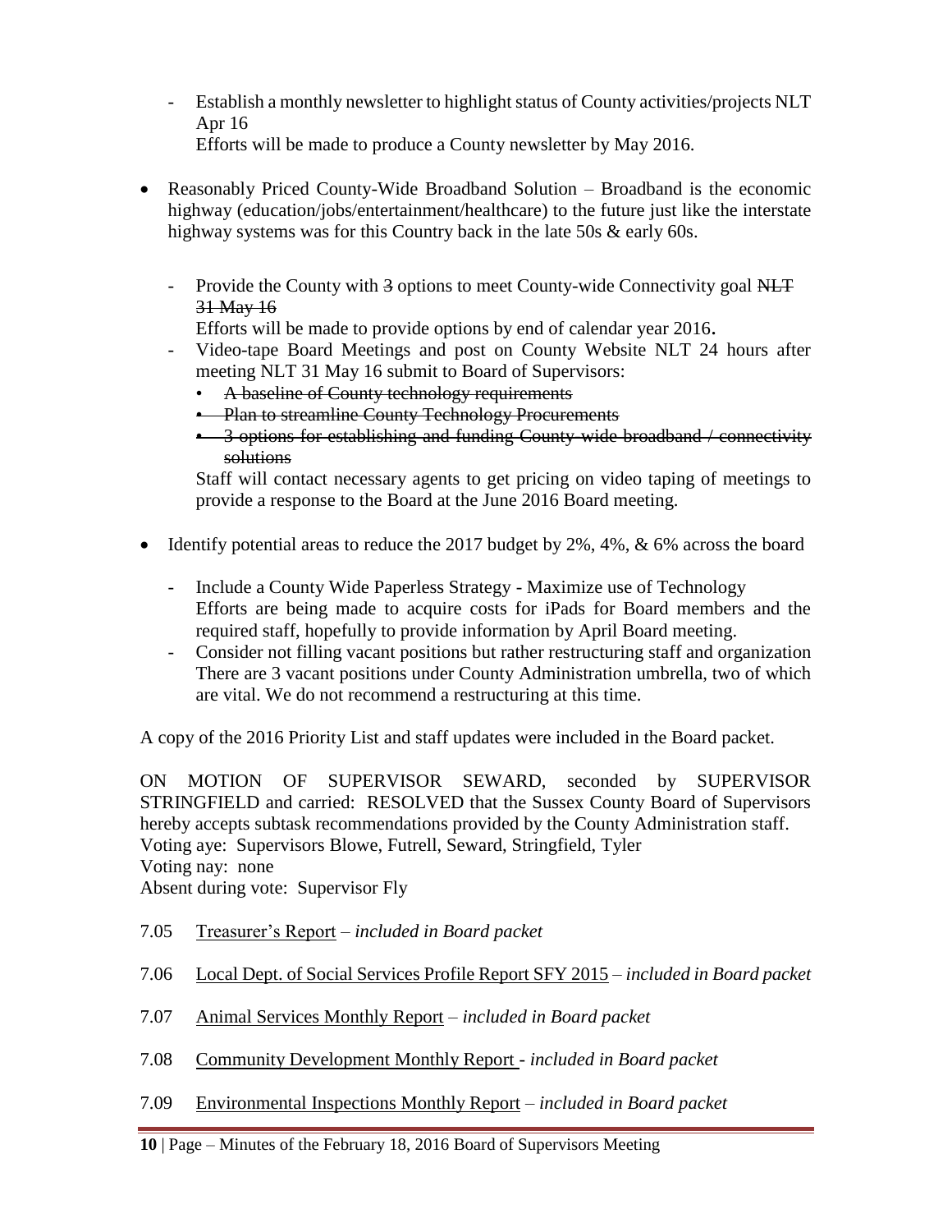- Establish a monthly newsletter to highlight status of County activities/projects NLT Apr 16
  Efforts will be made to produce a County newsletter by May 2016.

- Reasonably Priced County-Wide Broadband Solution – Broadband is the economic highway (education/jobs/entertainment/healthcare) to the future just like the interstate highway systems was for this Country back in the late 50s & early 60s.

  - Provide the County with ~~3~~ options to meet County-wide Connectivity goal ~~NLT 31 May 16~~
    Efforts will be made to provide options by end of calendar year 2016.
  - Video-tape Board Meetings and post on County Website NLT 24 hours after meeting NLT 31 May 16 submit to Board of Supervisors:
    - ~~A baseline of County technology requirements~~
    - ~~Plan to streamline County Technology Procurements~~
    - ~~3 options for establishing and funding County-wide broadband / connectivity solutions~~

    Staff will contact necessary agents to get pricing on video taping of meetings to provide a response to the Board at the June 2016 Board meeting.

- Identify potential areas to reduce the 2017 budget by 2%, 4%, & 6% across the board

  - Include a County Wide Paperless Strategy - Maximize use of Technology
    Efforts are being made to acquire costs for iPads for Board members and the required staff, hopefully to provide information by April Board meeting.
  - Consider not filling vacant positions but rather restructuring staff and organization
    There are 3 vacant positions under County Administration umbrella, two of which are vital. We do not recommend a restructuring at this time.

A copy of the 2016 Priority List and staff updates were included in the Board packet.

ON MOTION OF SUPERVISOR SEWARD, seconded by SUPERVISOR STRINGFIELD and carried: RESOLVED that the Sussex County Board of Supervisors hereby accepts subtask recommendations provided by the County Administration staff.
Voting aye: Supervisors Blowe, Futrell, Seward, Stringfield, Tyler
Voting nay: none
Absent during vote: Supervisor Fly

7.05 Treasurer's Report – *included in Board packet*

7.06 Local Dept. of Social Services Profile Report SFY 2015 – *included in Board packet*

7.07 Animal Services Monthly Report – *included in Board packet*

7.08 Community Development Monthly Report - *included in Board packet*

7.09 Environmental Inspections Monthly Report – *included in Board packet*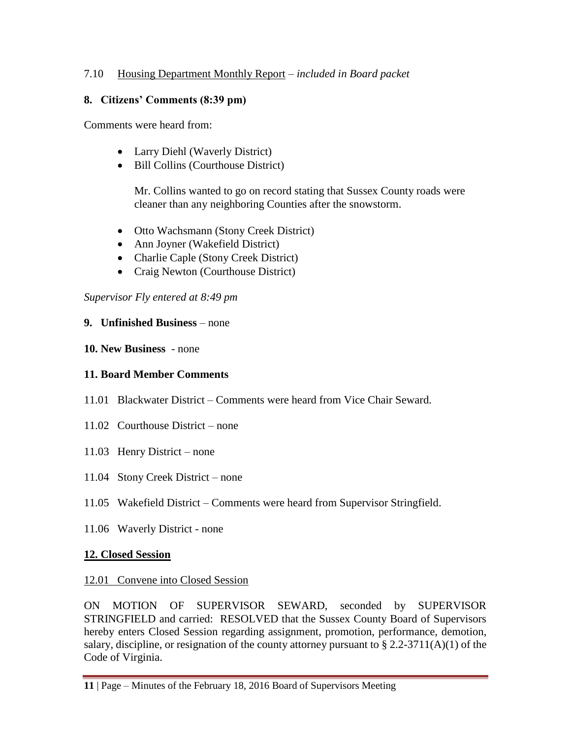7.10 Housing Department Monthly Report – *included in Board packet*

## 8. Citizens' Comments (8:39 pm)

Comments were heard from:

- Larry Diehl (Waverly District)
- Bill Collins (Courthouse District)

  Mr. Collins wanted to go on record stating that Sussex County roads were cleaner than any neighboring Counties after the snowstorm.

- Otto Wachsmann (Stony Creek District)
- Ann Joyner (Wakefield District)
- Charlie Caple (Stony Creek District)
- Craig Newton (Courthouse District)

*Supervisor Fly entered at 8:49 pm*

**9. Unfinished Business** – none

**10. New Business** - none

## 11. Board Member Comments

11.01 Blackwater District – Comments were heard from Vice Chair Seward.

11.02 Courthouse District – none

11.03 Henry District – none

11.04 Stony Creek District – none

11.05 Wakefield District – Comments were heard from Supervisor Stringfield.

11.06 Waverly District - none

## 12. Closed Session

12.01 Convene into Closed Session

ON MOTION OF SUPERVISOR SEWARD, seconded by SUPERVISOR STRINGFIELD and carried: RESOLVED that the Sussex County Board of Supervisors hereby enters Closed Session regarding assignment, promotion, performance, demotion, salary, discipline, or resignation of the county attorney pursuant to § 2.2-3711(A)(1) of the Code of Virginia.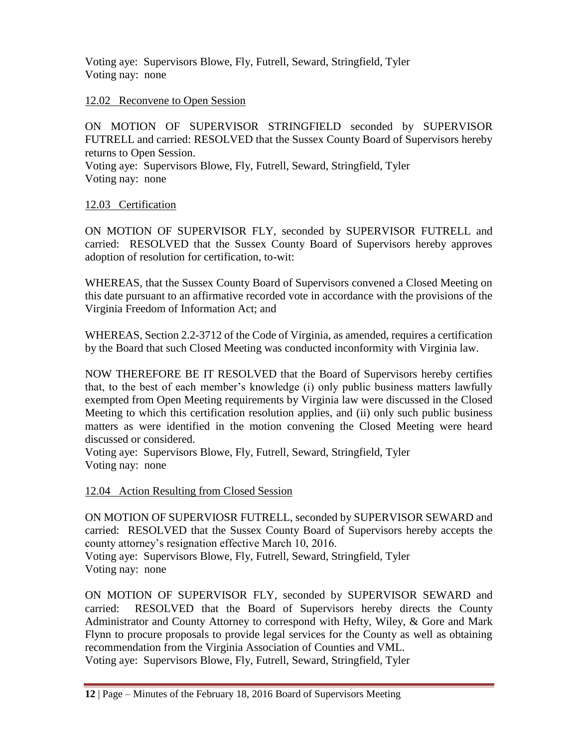Voting aye: Supervisors Blowe, Fly, Futrell, Seward, Stringfield, Tyler
Voting nay: none

12.02 Reconvene to Open Session

ON MOTION OF SUPERVISOR STRINGFIELD seconded by SUPERVISOR FUTRELL and carried: RESOLVED that the Sussex County Board of Supervisors hereby returns to Open Session.
Voting aye: Supervisors Blowe, Fly, Futrell, Seward, Stringfield, Tyler
Voting nay: none

12.03 Certification

ON MOTION OF SUPERVISOR FLY, seconded by SUPERVISOR FUTRELL and carried: RESOLVED that the Sussex County Board of Supervisors hereby approves adoption of resolution for certification, to-wit:

WHEREAS, that the Sussex County Board of Supervisors convened a Closed Meeting on this date pursuant to an affirmative recorded vote in accordance with the provisions of the Virginia Freedom of Information Act; and

WHEREAS, Section 2.2-3712 of the Code of Virginia, as amended, requires a certification by the Board that such Closed Meeting was conducted inconformity with Virginia law.

NOW THEREFORE BE IT RESOLVED that the Board of Supervisors hereby certifies that, to the best of each member's knowledge (i) only public business matters lawfully exempted from Open Meeting requirements by Virginia law were discussed in the Closed Meeting to which this certification resolution applies, and (ii) only such public business matters as were identified in the motion convening the Closed Meeting were heard discussed or considered.
Voting aye: Supervisors Blowe, Fly, Futrell, Seward, Stringfield, Tyler
Voting nay: none

12.04 Action Resulting from Closed Session

ON MOTION OF SUPERVIOSR FUTRELL, seconded by SUPERVISOR SEWARD and carried: RESOLVED that the Sussex County Board of Supervisors hereby accepts the county attorney's resignation effective March 10, 2016.
Voting aye: Supervisors Blowe, Fly, Futrell, Seward, Stringfield, Tyler
Voting nay: none

ON MOTION OF SUPERVISOR FLY, seconded by SUPERVISOR SEWARD and carried: RESOLVED that the Board of Supervisors hereby directs the County Administrator and County Attorney to correspond with Hefty, Wiley, & Gore and Mark Flynn to procure proposals to provide legal services for the County as well as obtaining recommendation from the Virginia Association of Counties and VML.
Voting aye: Supervisors Blowe, Fly, Futrell, Seward, Stringfield, Tyler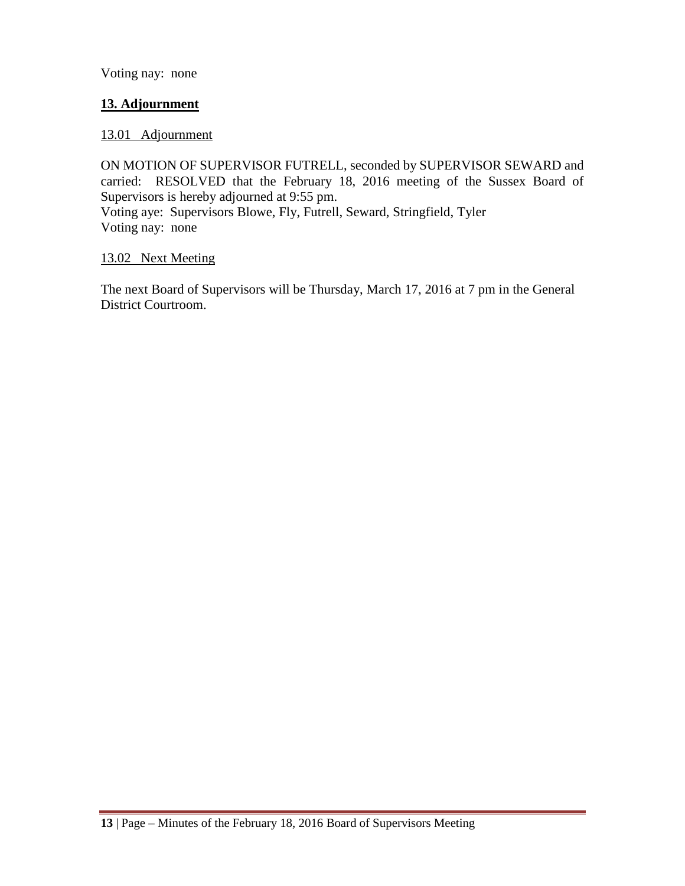Voting nay: none

## 13. Adjournment

13.01 Adjournment

ON MOTION OF SUPERVISOR FUTRELL, seconded by SUPERVISOR SEWARD and carried: RESOLVED that the February 18, 2016 meeting of the Sussex Board of Supervisors is hereby adjourned at 9:55 pm.
Voting aye: Supervisors Blowe, Fly, Futrell, Seward, Stringfield, Tyler
Voting nay: none

13.02 Next Meeting

The next Board of Supervisors will be Thursday, March 17, 2016 at 7 pm in the General District Courtroom.